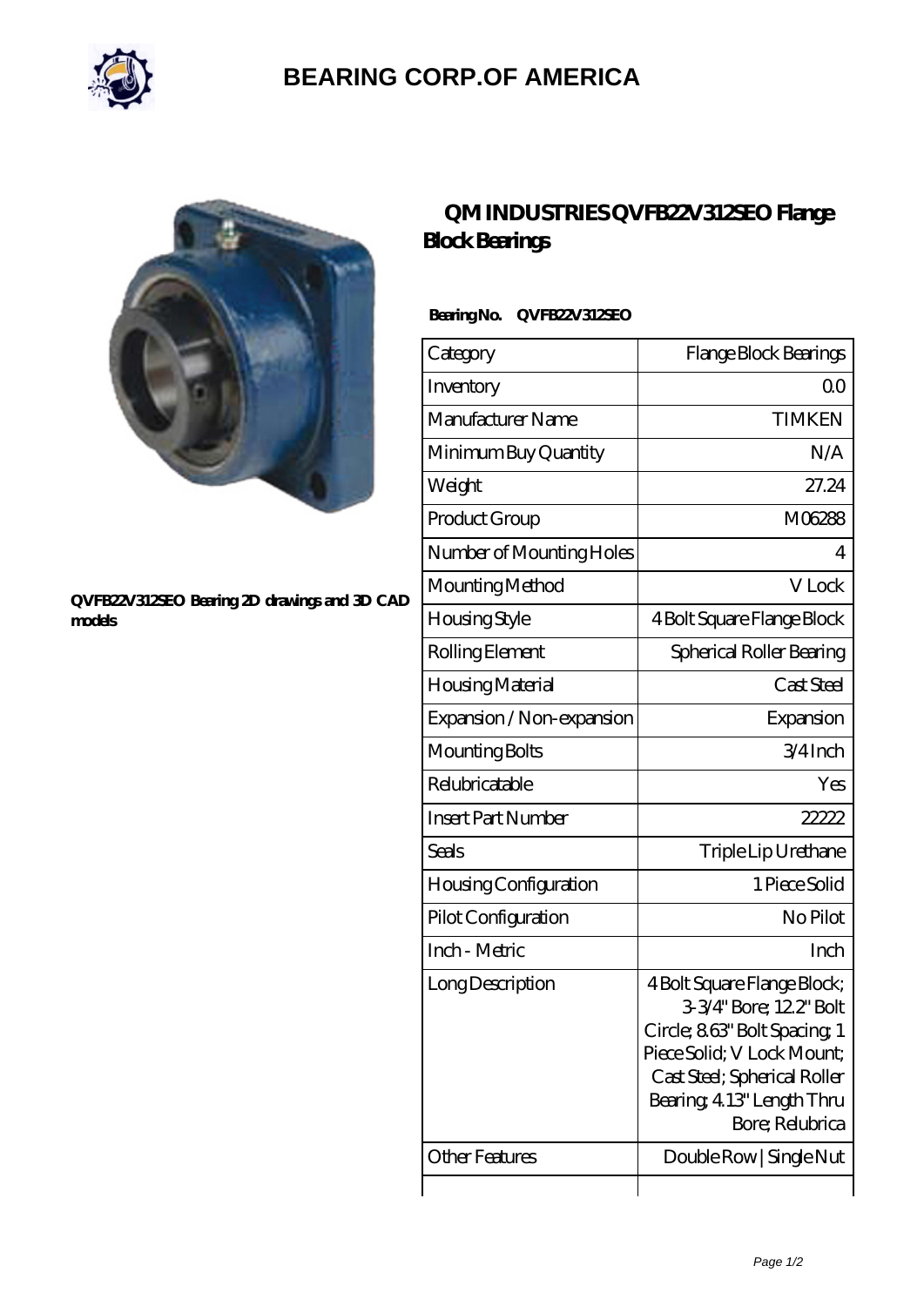# BEARING CORP.OF AMERICA

QVFB22V312SEO Bearing 2D drawings and 3D CAD models

## QM INDUSTRIES QVFB22V312SEO Flange Block Bearings

**Bearing No. QVFB22V312SEO**

| Category | Flange Block Bearings |
|---|---|
| Inventory | 0.0 |
| Manufacturer Name | TIMKEN |
| Minimum Buy Quantity | N/A |
| Weight | 27.24 |
| Product Group | M06288 |
| Number of Mounting Holes | 4 |
| Mounting Method | V Lock |
| Housing Style | 4 Bolt Square Flange Block |
| Rolling Element | Spherical Roller Bearing |
| Housing Material | Cast Steel |
| Expansion / Non-expansion | Expansion |
| Mounting Bolts | 3/4 Inch |
| Relubricatable | Yes |
| Insert Part Number | 22222 |
| Seals | Triple Lip Urethane |
| Housing Configuration | 1 Piece Solid |
| Pilot Configuration | No Pilot |
| Inch - Metric | Inch |
| Long Description | 4 Bolt Square Flange Block; 3-3/4" Bore; 12.2" Bolt Circle; 8.63" Bolt Spacing; 1 Piece Solid; V Lock Mount; Cast Steel; Spherical Roller Bearing; 4.13" Length Thru Bore; Relubrica |
| Other Features | Double Row \| Single Nut |
| | |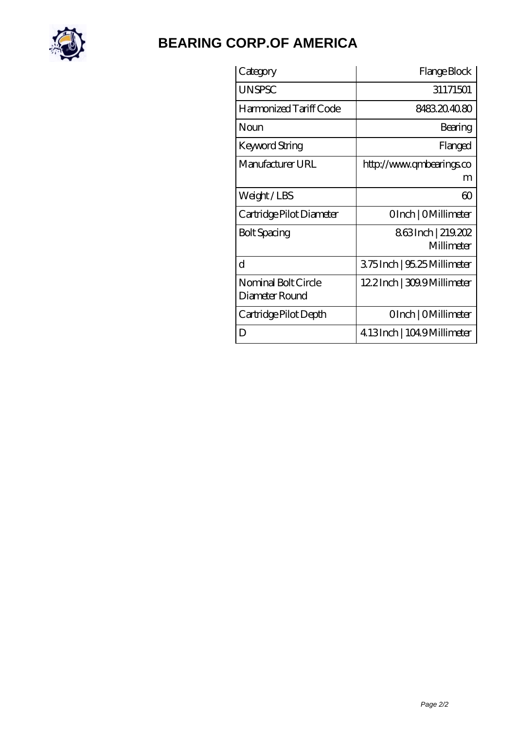## BEARING CORP.OF AMERICA

| | |
|---|---|
| Category | Flange Block |
| UNSPSC | 31171501 |
| Harmonized Tariff Code | 8483.20.40.80 |
| Noun | Bearing |
| Keyword String | Flanged |
| Manufacturer URL | http://www.qmbearings.com |
| Weight / LBS | 60 |
| Cartridge Pilot Diameter | 0 Inch \| 0 Millimeter |
| Bolt Spacing | 8.63 Inch \| 219.202 Millimeter |
| d | 3.75 Inch \| 95.25 Millimeter |
| Nominal Bolt Circle Diameter Round | 12.2 Inch \| 309.9 Millimeter |
| Cartridge Pilot Depth | 0 Inch \| 0 Millimeter |
| D | 4.13 Inch \| 104.9 Millimeter |